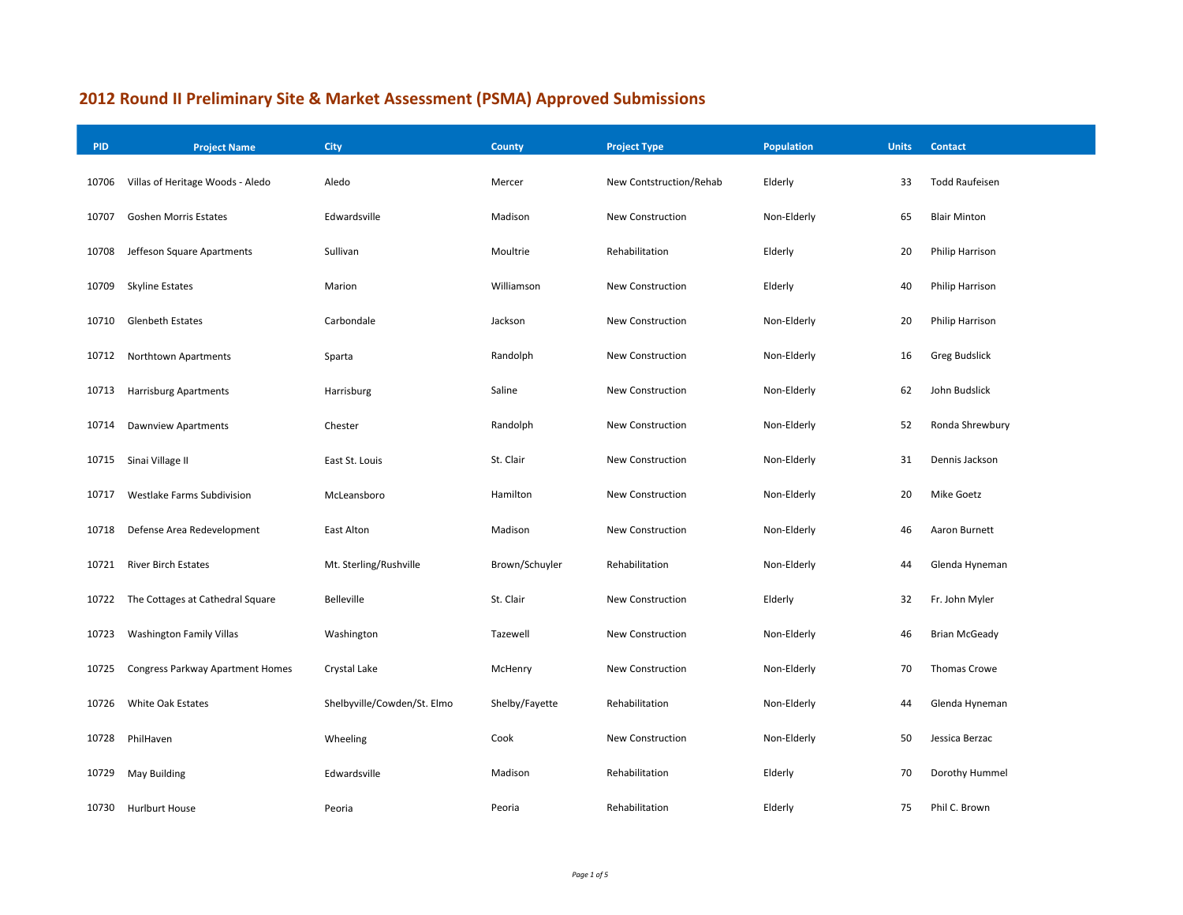# 2012 Round II Preliminary Site & Market Assessment (PSMA) Approved Submissions

| PID | Project Name | City | County | Project Type | Population | Units | Contact |
|---|---|---|---|---|---|---|---|
| 10706 | Villas of Heritage Woods - Aledo | Aledo | Mercer | New Contstruction/Rehab | Elderly | 33 | Todd Raufeisen |
| 10707 | Goshen Morris Estates | Edwardsville | Madison | New Construction | Non-Elderly | 65 | Blair Minton |
| 10708 | Jeffeson Square Apartments | Sullivan | Moultrie | Rehabilitation | Elderly | 20 | Philip Harrison |
| 10709 | Skyline Estates | Marion | Williamson | New Construction | Elderly | 40 | Philip Harrison |
| 10710 | Glenbeth Estates | Carbondale | Jackson | New Construction | Non-Elderly | 20 | Philip Harrison |
| 10712 | Northtown Apartments | Sparta | Randolph | New Construction | Non-Elderly | 16 | Greg Budslick |
| 10713 | Harrisburg Apartments | Harrisburg | Saline | New Construction | Non-Elderly | 62 | John Budslick |
| 10714 | Dawnview Apartments | Chester | Randolph | New Construction | Non-Elderly | 52 | Ronda Shrewbury |
| 10715 | Sinai Village II | East St. Louis | St. Clair | New Construction | Non-Elderly | 31 | Dennis Jackson |
| 10717 | Westlake Farms Subdivision | McLeansboro | Hamilton | New Construction | Non-Elderly | 20 | Mike Goetz |
| 10718 | Defense Area Redevelopment | East Alton | Madison | New Construction | Non-Elderly | 46 | Aaron Burnett |
| 10721 | River Birch Estates | Mt. Sterling/Rushville | Brown/Schuyler | Rehabilitation | Non-Elderly | 44 | Glenda Hyneman |
| 10722 | The Cottages at Cathedral Square | Belleville | St. Clair | New Construction | Elderly | 32 | Fr. John Myler |
| 10723 | Washington Family Villas | Washington | Tazewell | New Construction | Non-Elderly | 46 | Brian McGeady |
| 10725 | Congress Parkway Apartment Homes | Crystal Lake | McHenry | New Construction | Non-Elderly | 70 | Thomas Crowe |
| 10726 | White Oak Estates | Shelbyville/Cowden/St. Elmo | Shelby/Fayette | Rehabilitation | Non-Elderly | 44 | Glenda Hyneman |
| 10728 | PhilHaven | Wheeling | Cook | New Construction | Non-Elderly | 50 | Jessica Berzac |
| 10729 | May Building | Edwardsville | Madison | Rehabilitation | Elderly | 70 | Dorothy Hummel |
| 10730 | Hurlburt House | Peoria | Peoria | Rehabilitation | Elderly | 75 | Phil C. Brown |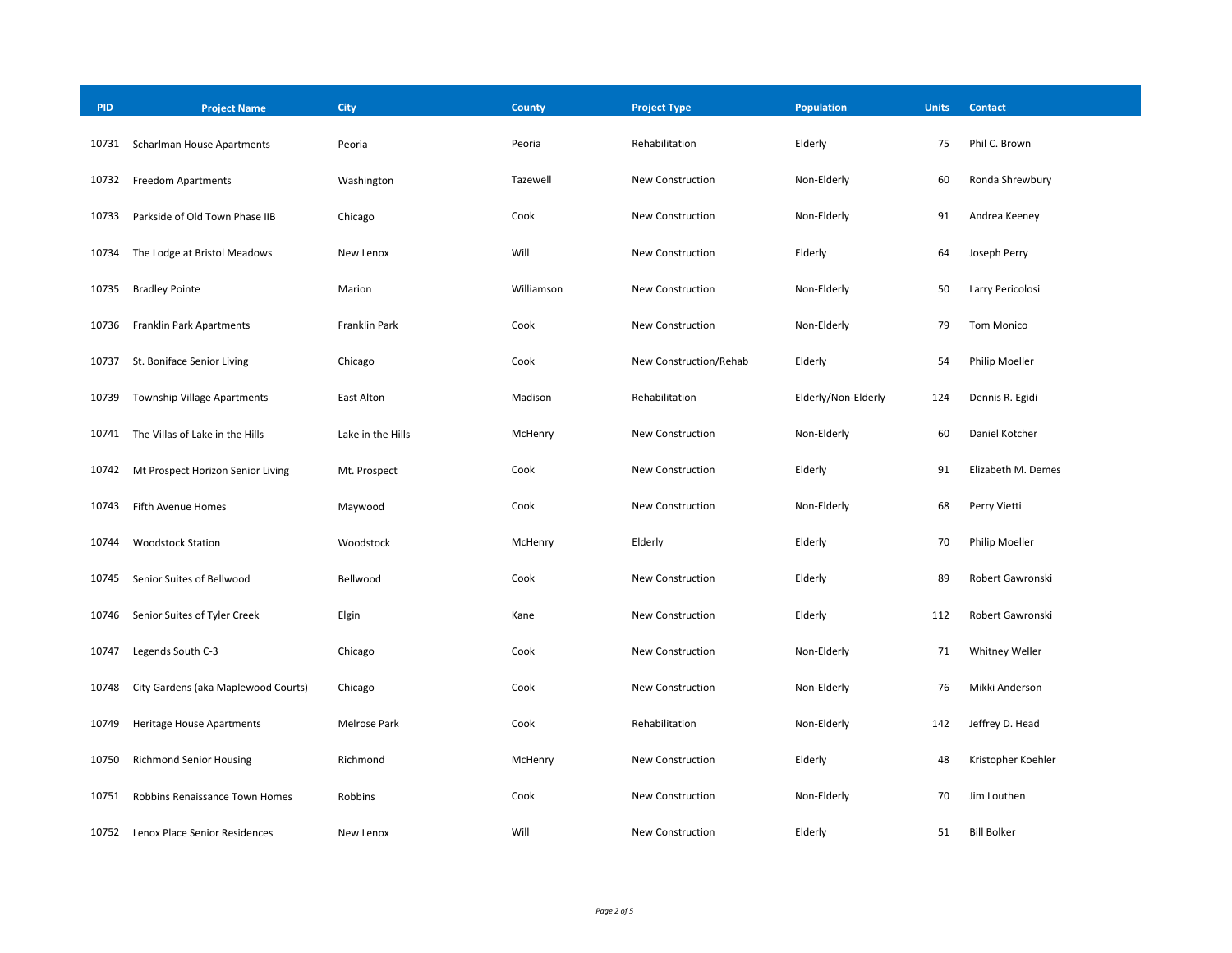| PID | Project Name | City | County | Project Type | Population | Units | Contact |
|---|---|---|---|---|---|---|---|
| 10731 | Scharlman House Apartments | Peoria | Peoria | Rehabilitation | Elderly | 75 | Phil C. Brown |
| 10732 | Freedom Apartments | Washington | Tazewell | New Construction | Non-Elderly | 60 | Ronda Shrewbury |
| 10733 | Parkside of Old Town Phase IIB | Chicago | Cook | New Construction | Non-Elderly | 91 | Andrea Keeney |
| 10734 | The Lodge at Bristol Meadows | New Lenox | Will | New Construction | Elderly | 64 | Joseph Perry |
| 10735 | Bradley Pointe | Marion | Williamson | New Construction | Non-Elderly | 50 | Larry Pericolosi |
| 10736 | Franklin Park Apartments | Franklin Park | Cook | New Construction | Non-Elderly | 79 | Tom Monico |
| 10737 | St. Boniface Senior Living | Chicago | Cook | New Construction/Rehab | Elderly | 54 | Philip Moeller |
| 10739 | Township Village Apartments | East Alton | Madison | Rehabilitation | Elderly/Non-Elderly | 124 | Dennis R. Egidi |
| 10741 | The Villas of Lake in the Hills | Lake in the Hills | McHenry | New Construction | Non-Elderly | 60 | Daniel Kotcher |
| 10742 | Mt Prospect Horizon Senior Living | Mt. Prospect | Cook | New Construction | Elderly | 91 | Elizabeth M. Demes |
| 10743 | Fifth Avenue Homes | Maywood | Cook | New Construction | Non-Elderly | 68 | Perry Vietti |
| 10744 | Woodstock Station | Woodstock | McHenry | Elderly | Elderly | 70 | Philip Moeller |
| 10745 | Senior Suites of Bellwood | Bellwood | Cook | New Construction | Elderly | 89 | Robert Gawronski |
| 10746 | Senior Suites of Tyler Creek | Elgin | Kane | New Construction | Elderly | 112 | Robert Gawronski |
| 10747 | Legends South C-3 | Chicago | Cook | New Construction | Non-Elderly | 71 | Whitney Weller |
| 10748 | City Gardens (aka Maplewood Courts) | Chicago | Cook | New Construction | Non-Elderly | 76 | Mikki Anderson |
| 10749 | Heritage House Apartments | Melrose Park | Cook | Rehabilitation | Non-Elderly | 142 | Jeffrey D. Head |
| 10750 | Richmond Senior Housing | Richmond | McHenry | New Construction | Elderly | 48 | Kristopher Koehler |
| 10751 | Robbins Renaissance Town Homes | Robbins | Cook | New Construction | Non-Elderly | 70 | Jim Louthen |
| 10752 | Lenox Place Senior Residences | New Lenox | Will | New Construction | Elderly | 51 | Bill Bolker |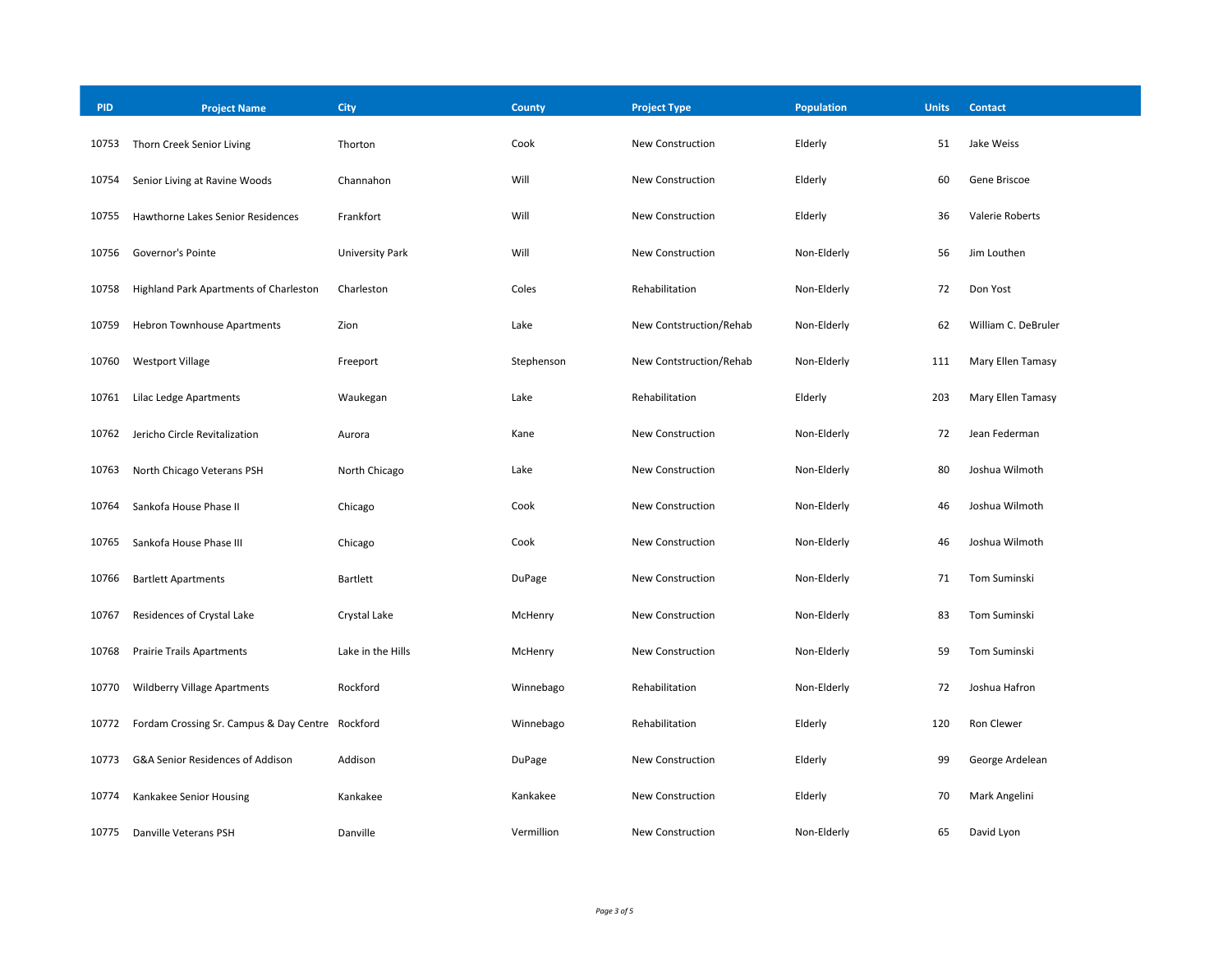| PID | Project Name | City | County | Project Type | Population | Units | Contact |
|---|---|---|---|---|---|---|---|
| 10753 | Thorn Creek Senior Living | Thorton | Cook | New Construction | Elderly | 51 | Jake Weiss |
| 10754 | Senior Living at Ravine Woods | Channahon | Will | New Construction | Elderly | 60 | Gene Briscoe |
| 10755 | Hawthorne Lakes Senior Residences | Frankfort | Will | New Construction | Elderly | 36 | Valerie Roberts |
| 10756 | Governor's Pointe | University Park | Will | New Construction | Non-Elderly | 56 | Jim Louthen |
| 10758 | Highland Park Apartments of Charleston | Charleston | Coles | Rehabilitation | Non-Elderly | 72 | Don Yost |
| 10759 | Hebron Townhouse Apartments | Zion | Lake | New Contstruction/Rehab | Non-Elderly | 62 | William C. DeBruler |
| 10760 | Westport Village | Freeport | Stephenson | New Contstruction/Rehab | Non-Elderly | 111 | Mary Ellen Tamasy |
| 10761 | Lilac Ledge Apartments | Waukegan | Lake | Rehabilitation | Elderly | 203 | Mary Ellen Tamasy |
| 10762 | Jericho Circle Revitalization | Aurora | Kane | New Construction | Non-Elderly | 72 | Jean Federman |
| 10763 | North Chicago Veterans PSH | North Chicago | Lake | New Construction | Non-Elderly | 80 | Joshua Wilmoth |
| 10764 | Sankofa House Phase II | Chicago | Cook | New Construction | Non-Elderly | 46 | Joshua Wilmoth |
| 10765 | Sankofa House Phase III | Chicago | Cook | New Construction | Non-Elderly | 46 | Joshua Wilmoth |
| 10766 | Bartlett Apartments | Bartlett | DuPage | New Construction | Non-Elderly | 71 | Tom Suminski |
| 10767 | Residences of Crystal Lake | Crystal Lake | McHenry | New Construction | Non-Elderly | 83 | Tom Suminski |
| 10768 | Prairie Trails Apartments | Lake in the Hills | McHenry | New Construction | Non-Elderly | 59 | Tom Suminski |
| 10770 | Wildberry Village Apartments | Rockford | Winnebago | Rehabilitation | Non-Elderly | 72 | Joshua Hafron |
| 10772 | Fordam Crossing Sr. Campus & Day Centre | Rockford | Winnebago | Rehabilitation | Elderly | 120 | Ron Clewer |
| 10773 | G&A Senior Residences of Addison | Addison | DuPage | New Construction | Elderly | 99 | George Ardelean |
| 10774 | Kankakee Senior Housing | Kankakee | Kankakee | New Construction | Elderly | 70 | Mark Angelini |
| 10775 | Danville Veterans PSH | Danville | Vermillion | New Construction | Non-Elderly | 65 | David Lyon |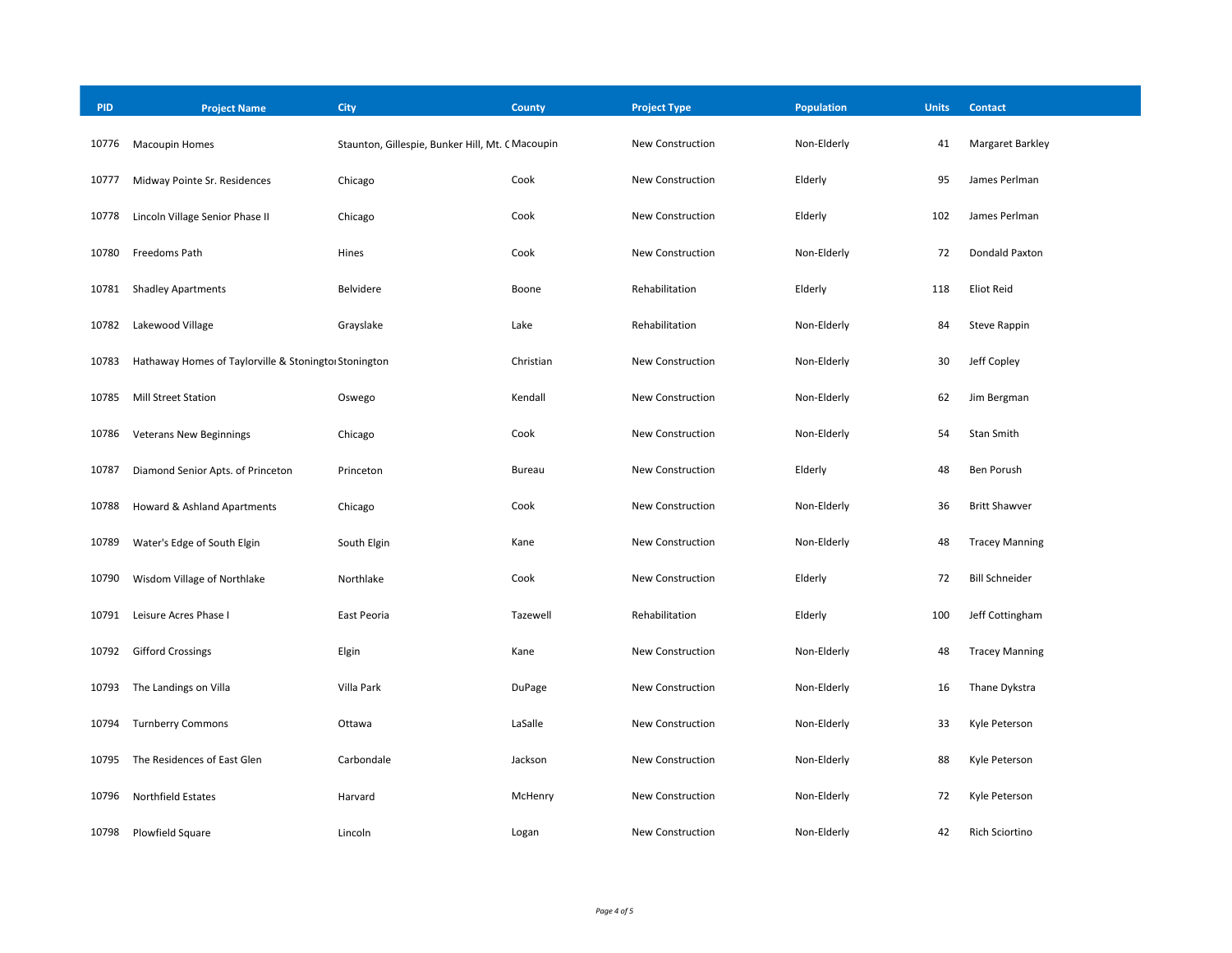| PID | Project Name | City | County | Project Type | Population | Units | Contact |
|---|---|---|---|---|---|---|---|
| 10776 | Macoupin Homes | Staunton, Gillespie, Bunker Hill, Mt. C | Macoupin | New Construction | Non-Elderly | 41 | Margaret Barkley |
| 10777 | Midway Pointe Sr. Residences | Chicago | Cook | New Construction | Elderly | 95 | James Perlman |
| 10778 | Lincoln Village Senior Phase II | Chicago | Cook | New Construction | Elderly | 102 | James Perlman |
| 10780 | Freedoms Path | Hines | Cook | New Construction | Non-Elderly | 72 | Dondald Paxton |
| 10781 | Shadley Apartments | Belvidere | Boone | Rehabilitation | Elderly | 118 | Eliot Reid |
| 10782 | Lakewood Village | Grayslake | Lake | Rehabilitation | Non-Elderly | 84 | Steve Rappin |
| 10783 | Hathaway Homes of Taylorville & Stoningto | Stonington | Christian | New Construction | Non-Elderly | 30 | Jeff Copley |
| 10785 | Mill Street Station | Oswego | Kendall | New Construction | Non-Elderly | 62 | Jim Bergman |
| 10786 | Veterans New Beginnings | Chicago | Cook | New Construction | Non-Elderly | 54 | Stan Smith |
| 10787 | Diamond Senior Apts. of Princeton | Princeton | Bureau | New Construction | Elderly | 48 | Ben Porush |
| 10788 | Howard & Ashland Apartments | Chicago | Cook | New Construction | Non-Elderly | 36 | Britt Shawver |
| 10789 | Water's Edge of South Elgin | South Elgin | Kane | New Construction | Non-Elderly | 48 | Tracey Manning |
| 10790 | Wisdom Village of Northlake | Northlake | Cook | New Construction | Elderly | 72 | Bill Schneider |
| 10791 | Leisure Acres Phase I | East Peoria | Tazewell | Rehabilitation | Elderly | 100 | Jeff Cottingham |
| 10792 | Gifford Crossings | Elgin | Kane | New Construction | Non-Elderly | 48 | Tracey Manning |
| 10793 | The Landings on Villa | Villa Park | DuPage | New Construction | Non-Elderly | 16 | Thane Dykstra |
| 10794 | Turnberry Commons | Ottawa | LaSalle | New Construction | Non-Elderly | 33 | Kyle Peterson |
| 10795 | The Residences of East Glen | Carbondale | Jackson | New Construction | Non-Elderly | 88 | Kyle Peterson |
| 10796 | Northfield Estates | Harvard | McHenry | New Construction | Non-Elderly | 72 | Kyle Peterson |
| 10798 | Plowfield Square | Lincoln | Logan | New Construction | Non-Elderly | 42 | Rich Sciortino |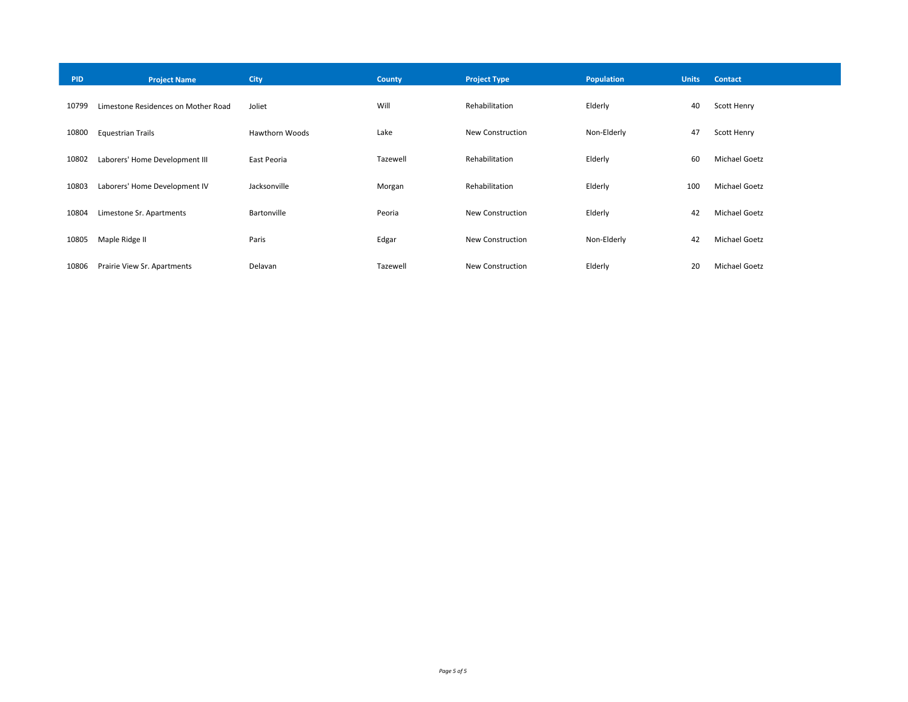| PID | Project Name | City | County | Project Type | Population | Units | Contact |
|---|---|---|---|---|---|---|---|
| 10799 | Limestone Residences on Mother Road | Joliet | Will | Rehabilitation | Elderly | 40 | Scott Henry |
| 10800 | Equestrian Trails | Hawthorn Woods | Lake | New Construction | Non-Elderly | 47 | Scott Henry |
| 10802 | Laborers' Home Development III | East Peoria | Tazewell | Rehabilitation | Elderly | 60 | Michael Goetz |
| 10803 | Laborers' Home Development IV | Jacksonville | Morgan | Rehabilitation | Elderly | 100 | Michael Goetz |
| 10804 | Limestone Sr. Apartments | Bartonville | Peoria | New Construction | Elderly | 42 | Michael Goetz |
| 10805 | Maple Ridge II | Paris | Edgar | New Construction | Non-Elderly | 42 | Michael Goetz |
| 10806 | Prairie View Sr. Apartments | Delavan | Tazewell | New Construction | Elderly | 20 | Michael Goetz |